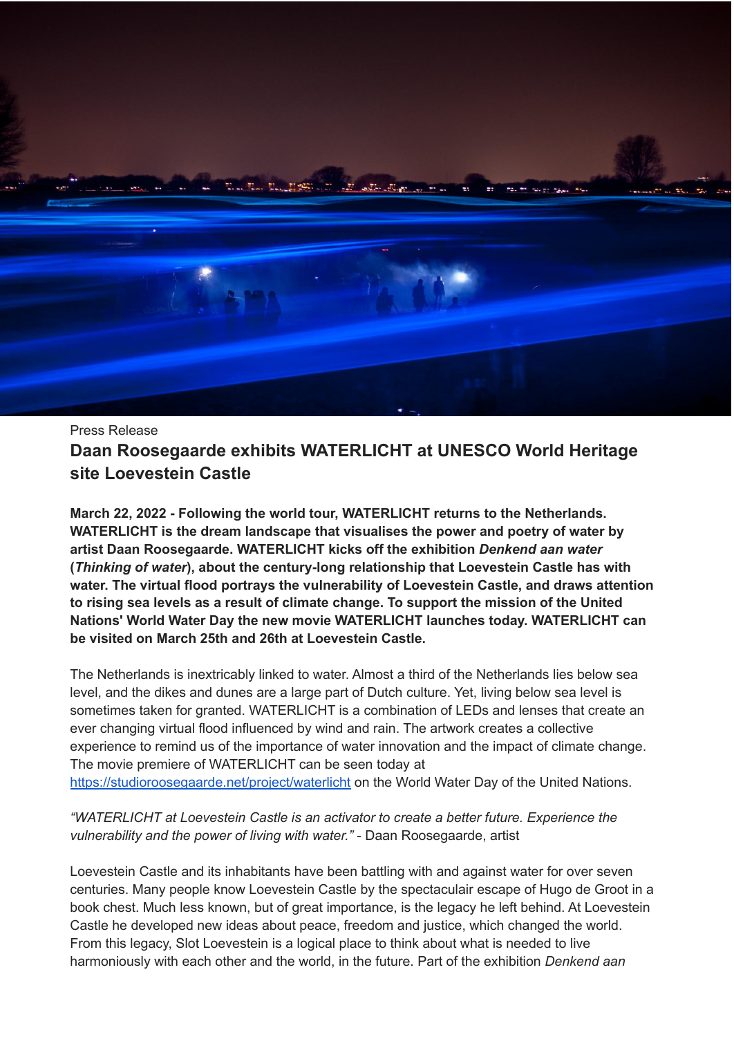Press Release

# Daan Roosegaarde exhibits WATERLICHT at UNESCO World Heritage site Loevestein Castle

**March 22, 2022 - Following the world tour, WATERLICHT returns to the Netherlands. WATERLICHT is the dream landscape that visualises the power and poetry of water by artist Daan Roosegaarde. WATERLICHT kicks off the exhibition *Denkend aan water* (*Thinking of water*), about the century-long relationship that Loevestein Castle has with water. The virtual flood portrays the vulnerability of Loevestein Castle, and draws attention to rising sea levels as a result of climate change. To support the mission of the United Nations' World Water Day the new movie WATERLICHT launches today. WATERLICHT can be visited on March 25th and 26th at Loevestein Castle.**

The Netherlands is inextricably linked to water. Almost a third of the Netherlands lies below sea level, and the dikes and dunes are a large part of Dutch culture. Yet, living below sea level is sometimes taken for granted. WATERLICHT is a combination of LEDs and lenses that create an ever changing virtual flood influenced by wind and rain. The artwork creates a collective experience to remind us of the importance of water innovation and the impact of climate change. The movie premiere of WATERLICHT can be seen today at [https://studioroosegaarde.net/project/waterlicht](https://studioroosegaarde.net/project/waterlicht) on the World Water Day of the United Nations.

*"WATERLICHT at Loevestein Castle is an activator to create a better future. Experience the vulnerability and the power of living with water."* - Daan Roosegaarde, artist

Loevestein Castle and its inhabitants have been battling with and against water for over seven centuries. Many people know Loevestein Castle by the spectaculair escape of Hugo de Groot in a book chest. Much less known, but of great importance, is the legacy he left behind. At Loevestein Castle he developed new ideas about peace, freedom and justice, which changed the world. From this legacy, Slot Loevestein is a logical place to think about what is needed to live harmoniously with each other and the world, in the future. Part of the exhibition *Denkend aan*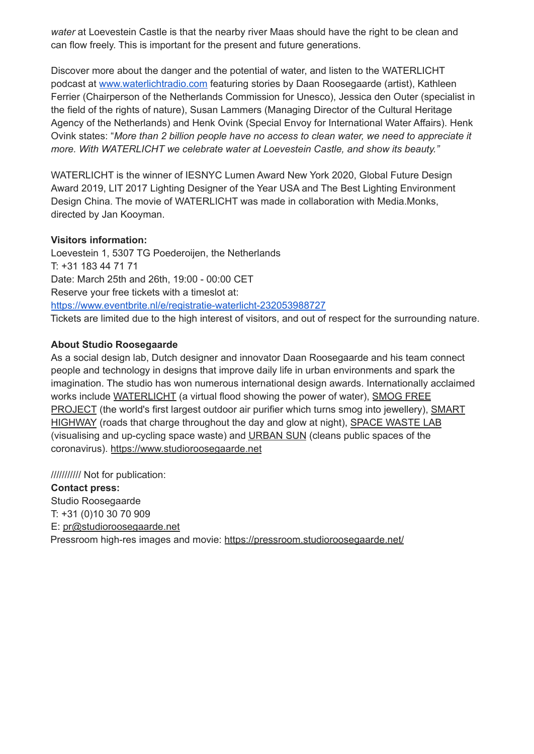*water* at Loevestein Castle is that the nearby river Maas should have the right to be clean and can flow freely. This is important for the present and future generations.

Discover more about the danger and the potential of water, and listen to the WATERLICHT podcast at [www.waterlichtradio.com](http://www.waterlichtradio.com) featuring stories by Daan Roosegaarde (artist), Kathleen Ferrier (Chairperson of the Netherlands Commission for Unesco), Jessica den Outer (specialist in the field of the rights of nature), Susan Lammers (Managing Director of the Cultural Heritage Agency of the Netherlands) and Henk Ovink (Special Envoy for International Water Affairs). Henk Ovink states: "*More than 2 billion people have no access to clean water, we need to appreciate it more. With WATERLICHT we celebrate water at Loevestein Castle, and show its beauty."*

WATERLICHT is the winner of IESNYC Lumen Award New York 2020, Global Future Design Award 2019, LIT 2017 Lighting Designer of the Year USA and The Best Lighting Environment Design China. The movie of WATERLICHT was made in collaboration with Media.Monks, directed by Jan Kooyman.

**Visitors information:**
Loevestein 1, 5307 TG Poederoijen, the Netherlands
T: +31 183 44 71 71
Date: March 25th and 26th, 19:00 - 00:00 CET
Reserve your free tickets with a timeslot at:
[https://www.eventbrite.nl/e/registratie-waterlicht-232053988727](https://www.eventbrite.nl/e/registratie-waterlicht-232053988727)
Tickets are limited due to the high interest of visitors, and out of respect for the surrounding nature.

**About Studio Roosegaarde**
As a social design lab, Dutch designer and innovator Daan Roosegaarde and his team connect people and technology in designs that improve daily life in urban environments and spark the imagination. The studio has won numerous international design awards. Internationally acclaimed works include WATERLICHT (a virtual flood showing the power of water), SMOG FREE PROJECT (the world's first largest outdoor air purifier which turns smog into jewellery), SMART HIGHWAY (roads that charge throughout the day and glow at night), SPACE WASTE LAB (visualising and up-cycling space waste) and URBAN SUN (cleans public spaces of the coronavirus). https://www.studioroosegaarde.net

////////// Not for publication:
**Contact press:**
Studio Roosegaarde
T: +31 (0)10 30 70 909
E: pr@studioroosegaarde.net
Pressroom high-res images and movie: https://pressroom.studioroosegaarde.net/